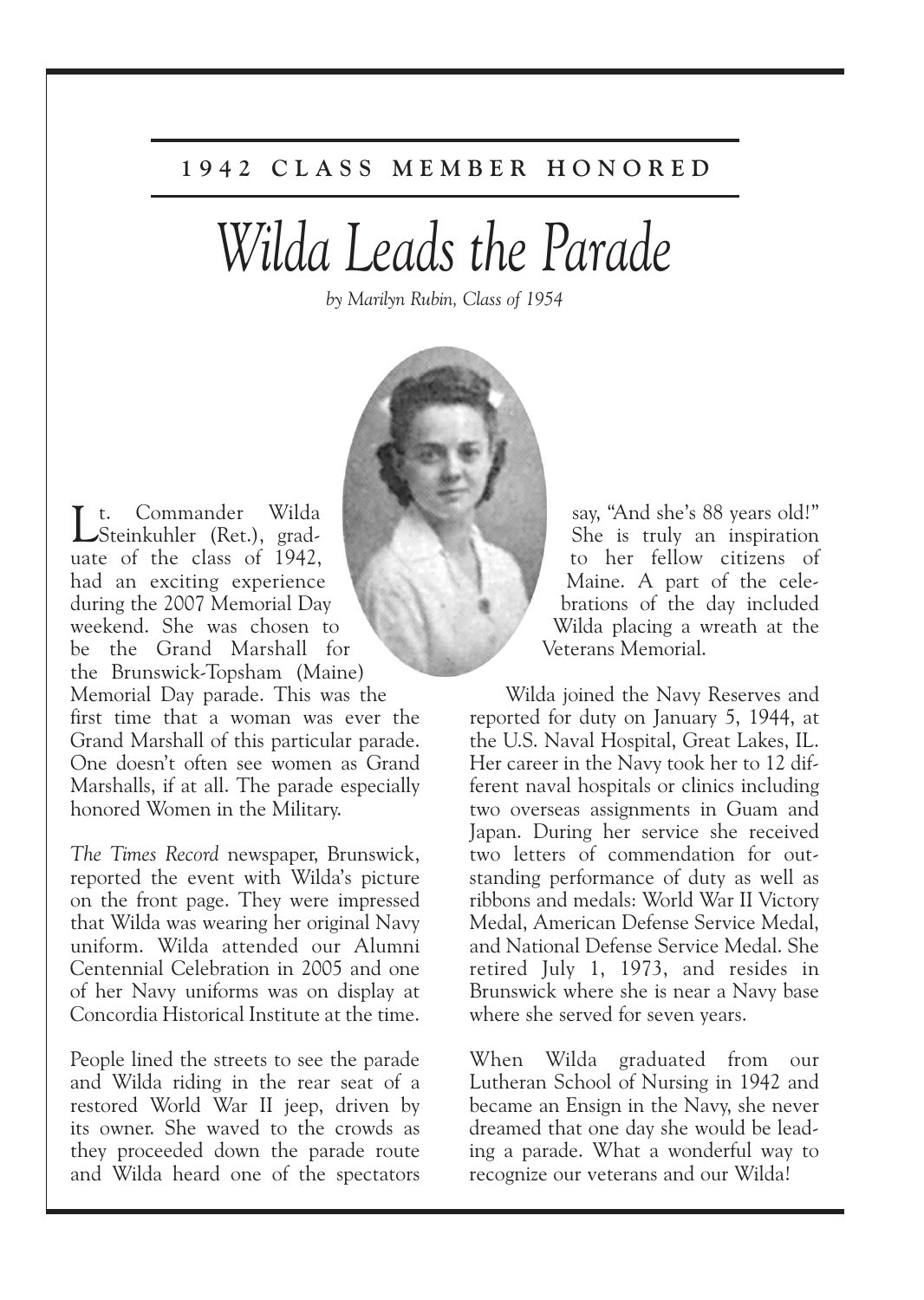## 1942 CLASS MEMBER HONORED

# *Wilda Leads the Parade*

*by Marilyn Rubin, Class of 1954*

Lt. Commander Wilda Steinkuhler (Ret.), graduate of the class of 1942, had an exciting experience during the 2007 Memorial Day weekend. She was chosen to be the Grand Marshall for the Brunswick-Topsham (Maine) Memorial Day parade. This was the first time that a woman was ever the Grand Marshall of this particular parade. One doesn't often see women as Grand Marshalls, if at all. The parade especially honored Women in the Military.

*The Times Record* newspaper, Brunswick, reported the event with Wilda's picture on the front page. They were impressed that Wilda was wearing her original Navy uniform. Wilda attended our Alumni Centennial Celebration in 2005 and one of her Navy uniforms was on display at Concordia Historical Institute at the time.

People lined the streets to see the parade and Wilda riding in the rear seat of a restored World War II jeep, driven by its owner. She waved to the crowds as they proceeded down the parade route and Wilda heard one of the spectators say, "And she's 88 years old!" She is truly an inspiration to her fellow citizens of Maine. A part of the celebrations of the day included Wilda placing a wreath at the Veterans Memorial.

Wilda joined the Navy Reserves and reported for duty on January 5, 1944, at the U.S. Naval Hospital, Great Lakes, IL. Her career in the Navy took her to 12 different naval hospitals or clinics including two overseas assignments in Guam and Japan. During her service she received two letters of commendation for outstanding performance of duty as well as ribbons and medals: World War II Victory Medal, American Defense Service Medal, and National Defense Service Medal. She retired July 1, 1973, and resides in Brunswick where she is near a Navy base where she served for seven years.

When Wilda graduated from our Lutheran School of Nursing in 1942 and became an Ensign in the Navy, she never dreamed that one day she would be leading a parade. What a wonderful way to recognize our veterans and our Wilda!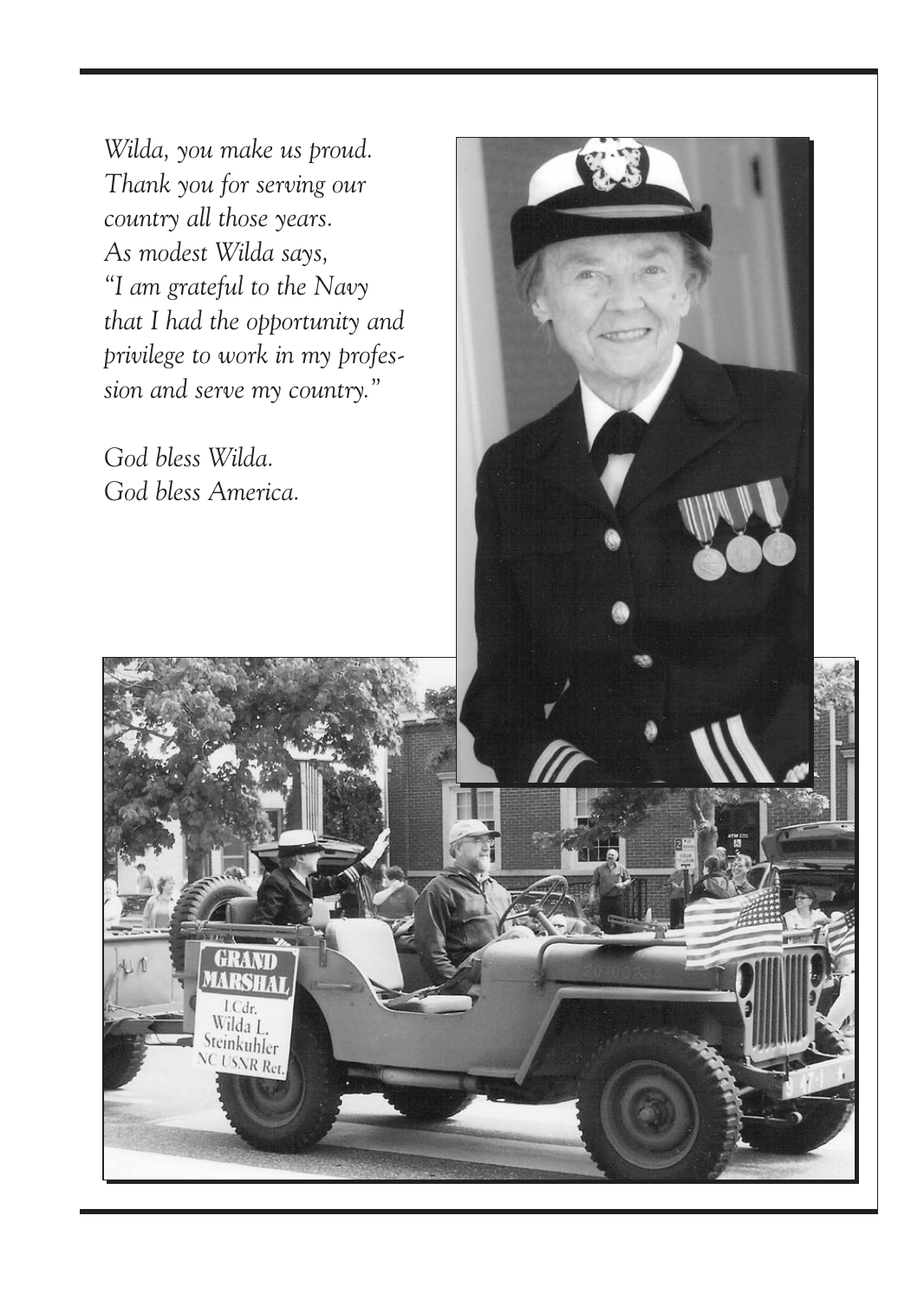*Wilda, you make us proud.*
*Thank you for serving our country all those years.*
*As modest Wilda says, "I am grateful to the Navy that I had the opportunity and privilege to work in my profession and serve my country."*

*God bless Wilda.*
*God bless America.*